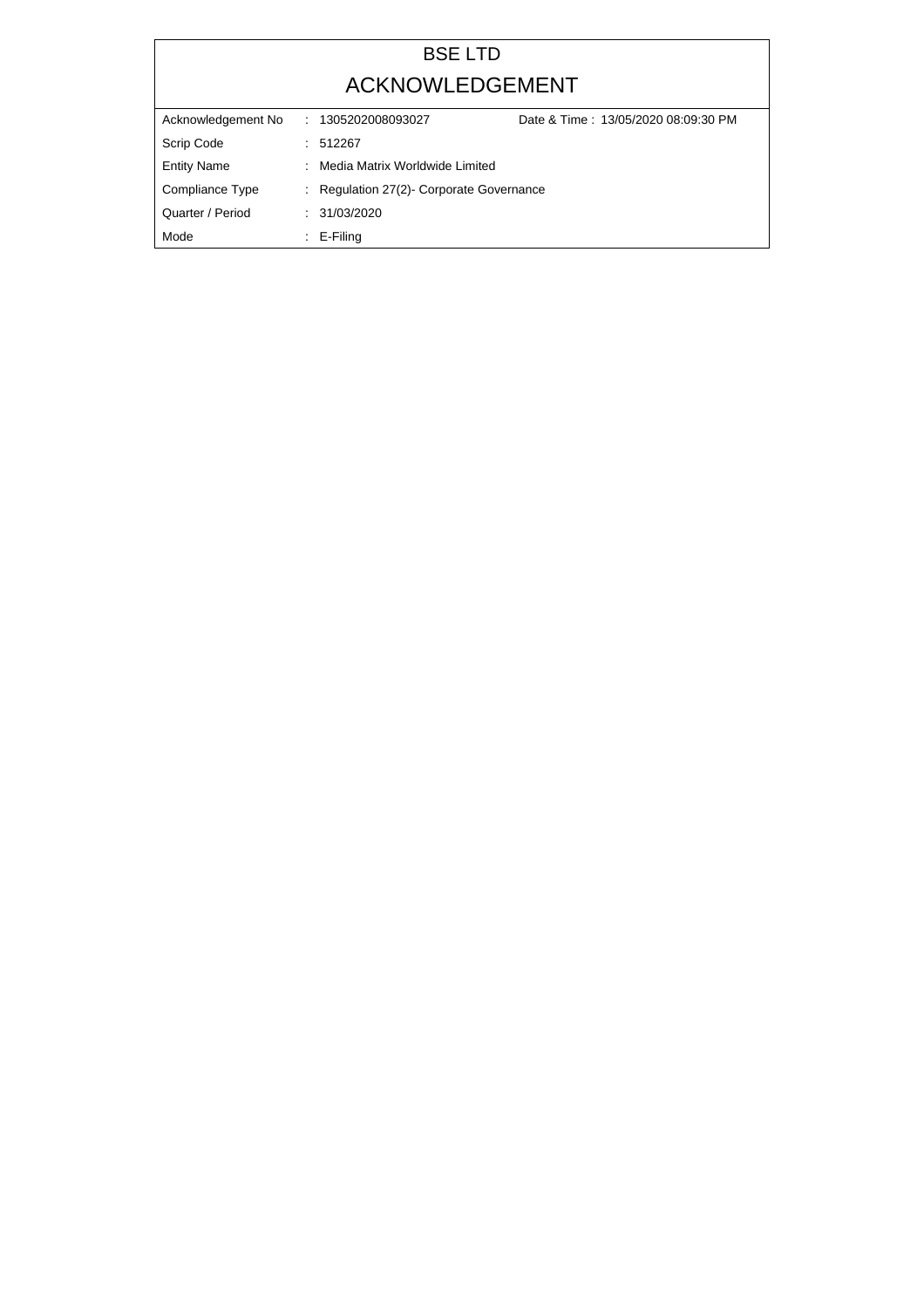# BSE LTD

## ACKNOWLEDGEMENT

| | | |
|---|---|---|
| Acknowledgement No | : 1305202008093027 | Date & Time : 13/05/2020 08:09:30 PM |
| Scrip Code | : 512267 | |
| Entity Name | : Media Matrix Worldwide Limited | |
| Compliance Type | : Regulation 27(2)- Corporate Governance | |
| Quarter / Period | : 31/03/2020 | |
| Mode | : E-Filing | |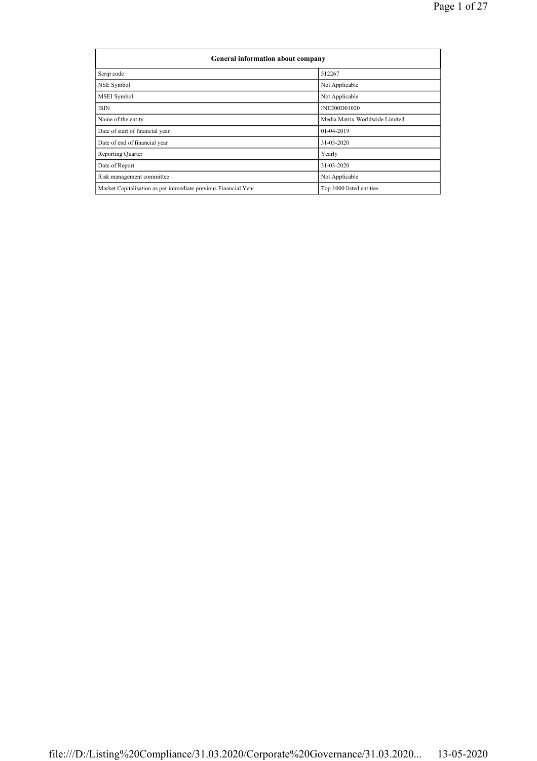| General information about company | |
|---|---|
| Scrip code | 512267 |
| NSE Symbol | Not Applicable |
| MSEI Symbol | Not Applicable |
| ISIN | INE200D01020 |
| Name of the entity | Media Matrix Worldwide Limited |
| Date of start of financial year | 01-04-2019 |
| Date of end of financial year | 31-03-2020 |
| Reporting Quarter | Yearly |
| Date of Report | 31-03-2020 |
| Risk management committee | Not Applicable |
| Market Capitalisation as per immediate previous Financial Year | Top 1000 listed entities |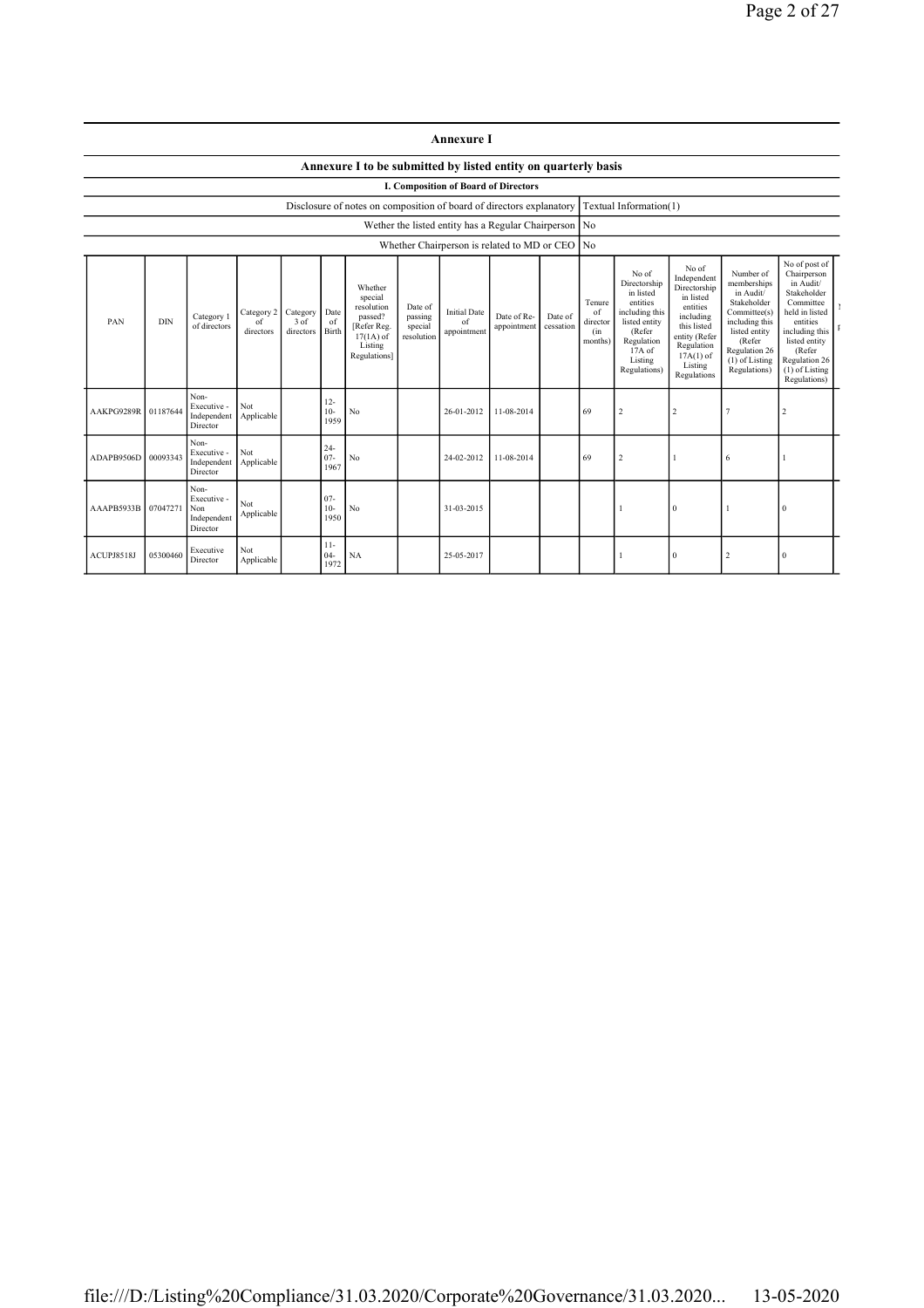## Annexure I

### Annexure I to be submitted by listed entity on quarterly basis

#### I. Composition of Board of Directors

| | |
|---|---|
| Disclosure of notes on composition of board of directors explanatory | Textual Information(1) |
| Wether the listed entity has a Regular Chairperson | No |
| Whether Chairperson is related to MD or CEO | No |

| PAN | DIN | Category 1 of directors | Category 2 of directors | Category 3 of directors | Date of Birth | Whether special resolution passed? [Refer Reg. 17(1A) of Listing Regulations] | Date of passing special resolution | Initial Date of appointment | Date of Re-appointment | Date of cessation | Tenure of director (in months) | No of Directorship in listed entities including this listed entity (Refer Regulation 17A of Listing Regulations) | No of Independent Directorship in listed entities including this listed entity (Refer Regulation 17A(1) of Listing Regulations | Number of memberships in Audit/ Stakeholder Committee(s) including this listed entity (Refer Regulation 26 (1) of Listing Regulations) | No of post of Chairperson in Audit/ Stakeholder Committee held in listed entities including this listed entity (Refer Regulation 26 (1) of Listing Regulations) |
|---|---|---|---|---|---|---|---|---|---|---|---|---|---|---|---|
| AAKPG9289R | 01187644 | Non-Executive - Independent Director | Not Applicable | | 12-10-1959 | No | | 26-01-2012 | 11-08-2014 | | 69 | 2 | 2 | 7 | 2 |
| ADAPB9506D | 00093343 | Non-Executive - Independent Director | Not Applicable | | 24-07-1967 | No | | 24-02-2012 | 11-08-2014 | | 69 | 2 | 1 | 6 | 1 |
| AAAPB5933B | 07047271 | Non-Executive - Non Independent Director | Not Applicable | | 07-10-1950 | No | | 31-03-2015 | | | | 1 | 0 | 1 | 0 |
| ACUPJ8518J | 05300460 | Executive Director | Not Applicable | | 11-04-1972 | NA | | 25-05-2017 | | | | 1 | 0 | 2 | 0 |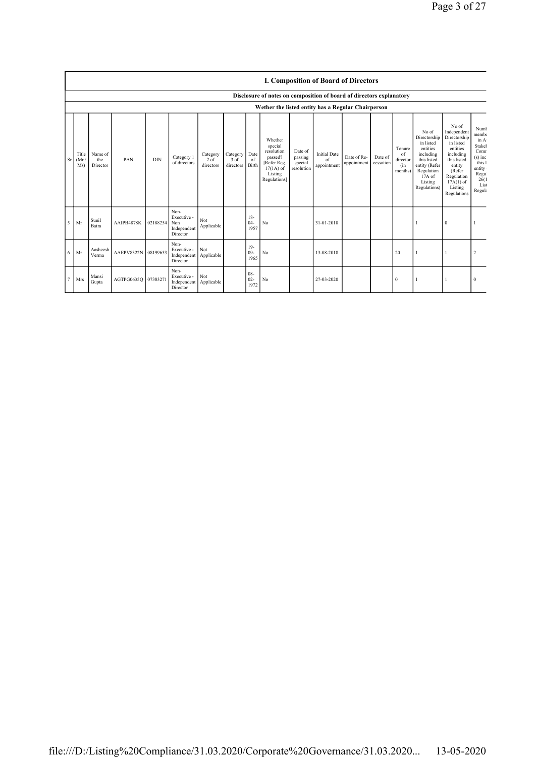## I. Composition of Board of Directors

Disclosure of notes on composition of board of directors explanatory

Wether the listed entity has a Regular Chairperson

| Sr | Title (Mr / Ms) | Name of the Director | PAN | DIN | Category 1 of directors | Category 2 of directors | Category 3 of directors | Date of Birth | Whether special resolution passed? [Refer Reg. 17(1A) of Listing Regulations] | Date of passing special resolution | Initial Date of appointment | Date of Re-appointment | Date of cessation | Tenure of director (in months) | No of Directorship in listed entities including this listed entity (Refer Regulation 17A of Listing Regulations) | No of Independent Directorship in listed entities including this listed entity (Refer Regulation 17A(1) of Listing Regulations | Numb membe in A Stakel Comr (s) inc this l entity Regu 26(1 List Regula |
|---|---|---|---|---|---|---|---|---|---|---|---|---|---|---|---|---|---|
| 5 | Mr | Sunil Batra | AAIPB4878K | 02188254 | Non-Executive - Non Independent Director | Not Applicable | | 18-04-1957 | No | | 31-01-2018 | | | | 1 | 0 | 1 |
| 6 | Mr | Aasheesh Verma | AAEPV8322N | 08199653 | Non-Executive - Independent Director | Not Applicable | | 19-09-1965 | No | | 13-08-2018 | | | 20 | 1 | 1 | 2 |
| 7 | Mrs | Mansi Gupta | AGTPG0635Q | 07383271 | Non-Executive - Independent Director | Not Applicable | | 08-02-1972 | No | | 27-03-2020 | | | 0 | 1 | 1 | 0 |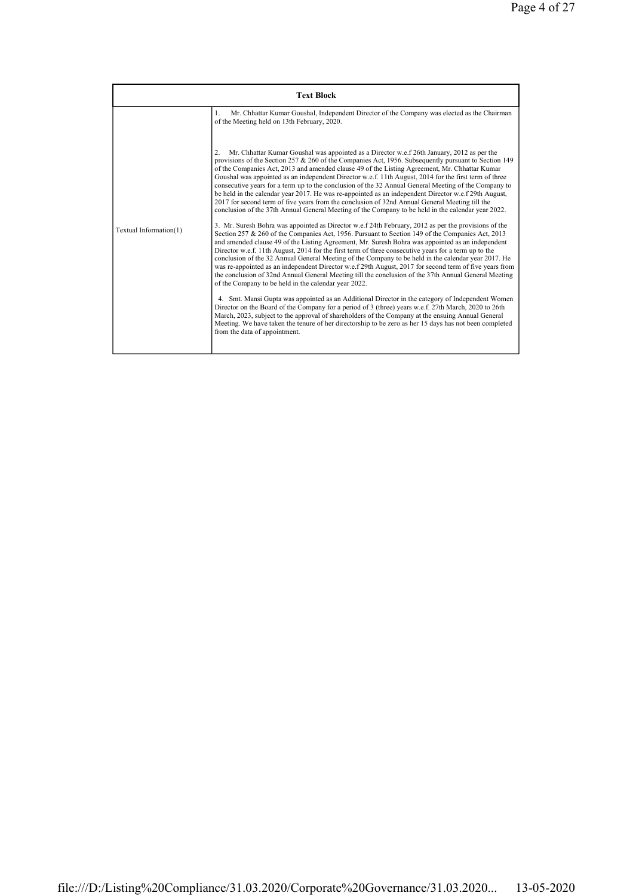| Text Block | |
|---|---|
| Textual Information(1) | 1. Mr. Chhattar Kumar Goushal, Independent Director of the Company was elected as the Chairman of the Meeting held on 13th February, 2020.<br><br>2. Mr. Chhattar Kumar Goushal was appointed as a Director w.e.f 26th January, 2012 as per the provisions of the Section 257 & 260 of the Companies Act, 1956. Subsequently pursuant to Section 149 of the Companies Act, 2013 and amended clause 49 of the Listing Agreement, Mr. Chhattar Kumar Goushal was appointed as an independent Director w.e.f. 11th August, 2014 for the first term of three consecutive years for a term up to the conclusion of the 32 Annual General Meeting of the Company to be held in the calendar year 2017. He was re-appointed as an independent Director w.e.f 29th August, 2017 for second term of five years from the conclusion of 32nd Annual General Meeting till the conclusion of the 37th Annual General Meeting of the Company to be held in the calendar year 2022.<br><br>3. Mr. Suresh Bohra was appointed as Director w.e.f 24th February, 2012 as per the provisions of the Section 257 & 260 of the Companies Act, 1956. Pursuant to Section 149 of the Companies Act, 2013 and amended clause 49 of the Listing Agreement, Mr. Suresh Bohra was appointed as an independent Director w.e.f. 11th August, 2014 for the first term of three consecutive years for a term up to the conclusion of the 32 Annual General Meeting of the Company to be held in the calendar year 2017. He was re-appointed as an independent Director w.e.f 29th August, 2017 for second term of five years from the conclusion of 32nd Annual General Meeting till the conclusion of the 37th Annual General Meeting of the Company to be held in the calendar year 2022.<br><br>4. Smt. Mansi Gupta was appointed as an Additional Director in the category of Independent Women Director on the Board of the Company for a period of 3 (three) years w.e.f. 27th March, 2020 to 26th March, 2023, subject to the approval of shareholders of the Company at the ensuing Annual General Meeting. We have taken the tenure of her directorship to be zero as her 15 days has not been completed from the data of appointment. |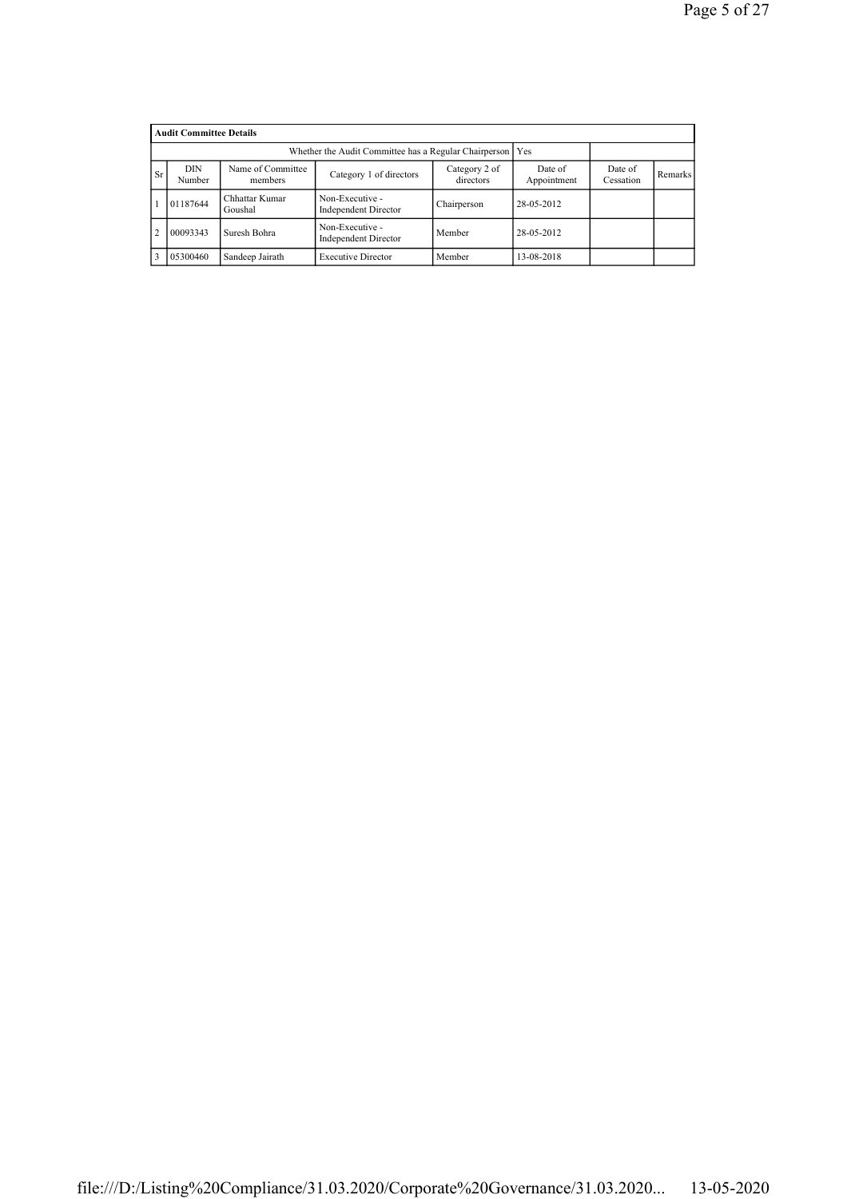| Audit Committee Details | | | | | | | |
|---|---|---|---|---|---|---|---|
| Whether the Audit Committee has a Regular Chairperson | | | | | Yes | | |
| Sr | DIN Number | Name of Committee members | Category 1 of directors | Category 2 of directors | Date of Appointment | Date of Cessation | Remarks |
| 1 | 01187644 | Chhattar Kumar Goushal | Non-Executive - Independent Director | Chairperson | 28-05-2012 | | |
| 2 | 00093343 | Suresh Bohra | Non-Executive - Independent Director | Member | 28-05-2012 | | |
| 3 | 05300460 | Sandeep Jairath | Executive Director | Member | 13-08-2018 | | |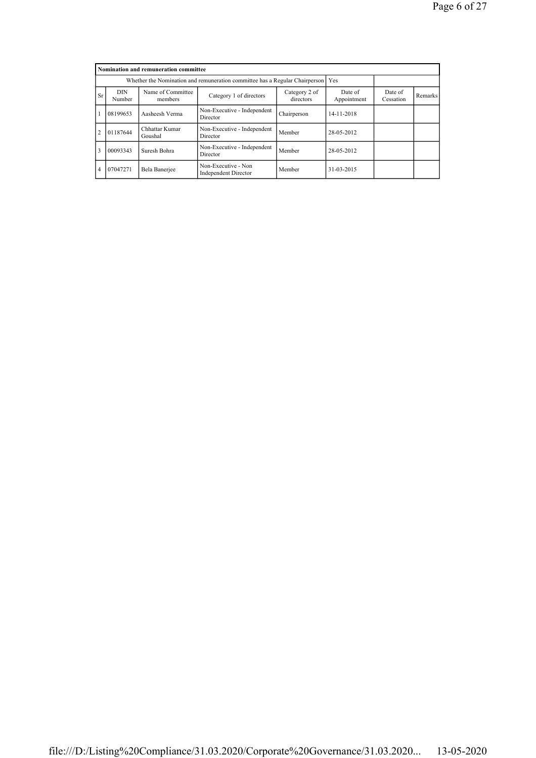| Nomination and remuneration committee | | | | | | | |
|---|---|---|---|---|---|---|---|
| Whether the Nomination and remuneration committee has a Regular Chairperson | | | | | Yes | | |
| Sr | DIN Number | Name of Committee members | Category 1 of directors | Category 2 of directors | Date of Appointment | Date of Cessation | Remarks |
| 1 | 08199653 | Aasheesh Verma | Non-Executive - Independent Director | Chairperson | 14-11-2018 | | |
| 2 | 01187644 | Chhattar Kumar Goushal | Non-Executive - Independent Director | Member | 28-05-2012 | | |
| 3 | 00093343 | Suresh Bohra | Non-Executive - Independent Director | Member | 28-05-2012 | | |
| 4 | 07047271 | Bela Banerjee | Non-Executive - Non Independent Director | Member | 31-03-2015 | | |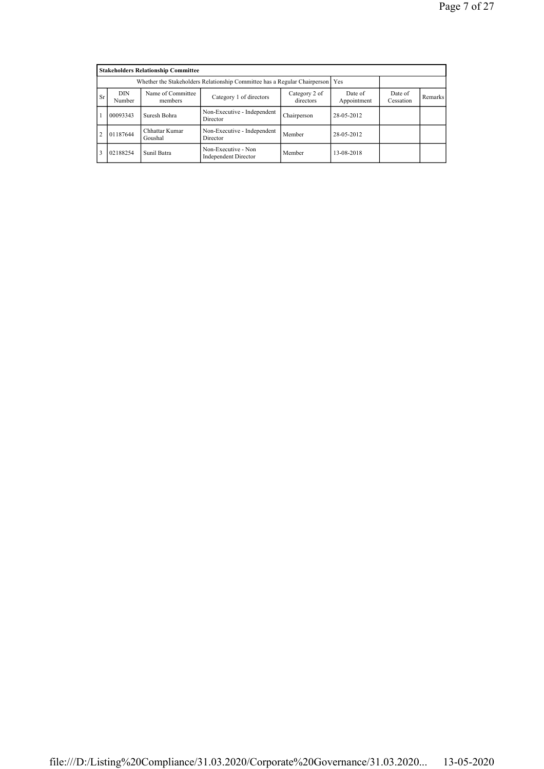| Stakeholders Relationship Committee | | | | | | | |
|---|---|---|---|---|---|---|---|
| Whether the Stakeholders Relationship Committee has a Regular Chairperson | | | | | Yes | | |
| Sr | DIN Number | Name of Committee members | Category 1 of directors | Category 2 of directors | Date of Appointment | Date of Cessation | Remarks |
| 1 | 00093343 | Suresh Bohra | Non-Executive - Independent Director | Chairperson | 28-05-2012 | | |
| 2 | 01187644 | Chhattar Kumar Goushal | Non-Executive - Independent Director | Member | 28-05-2012 | | |
| 3 | 02188254 | Sunil Batra | Non-Executive - Non Independent Director | Member | 13-08-2018 | | |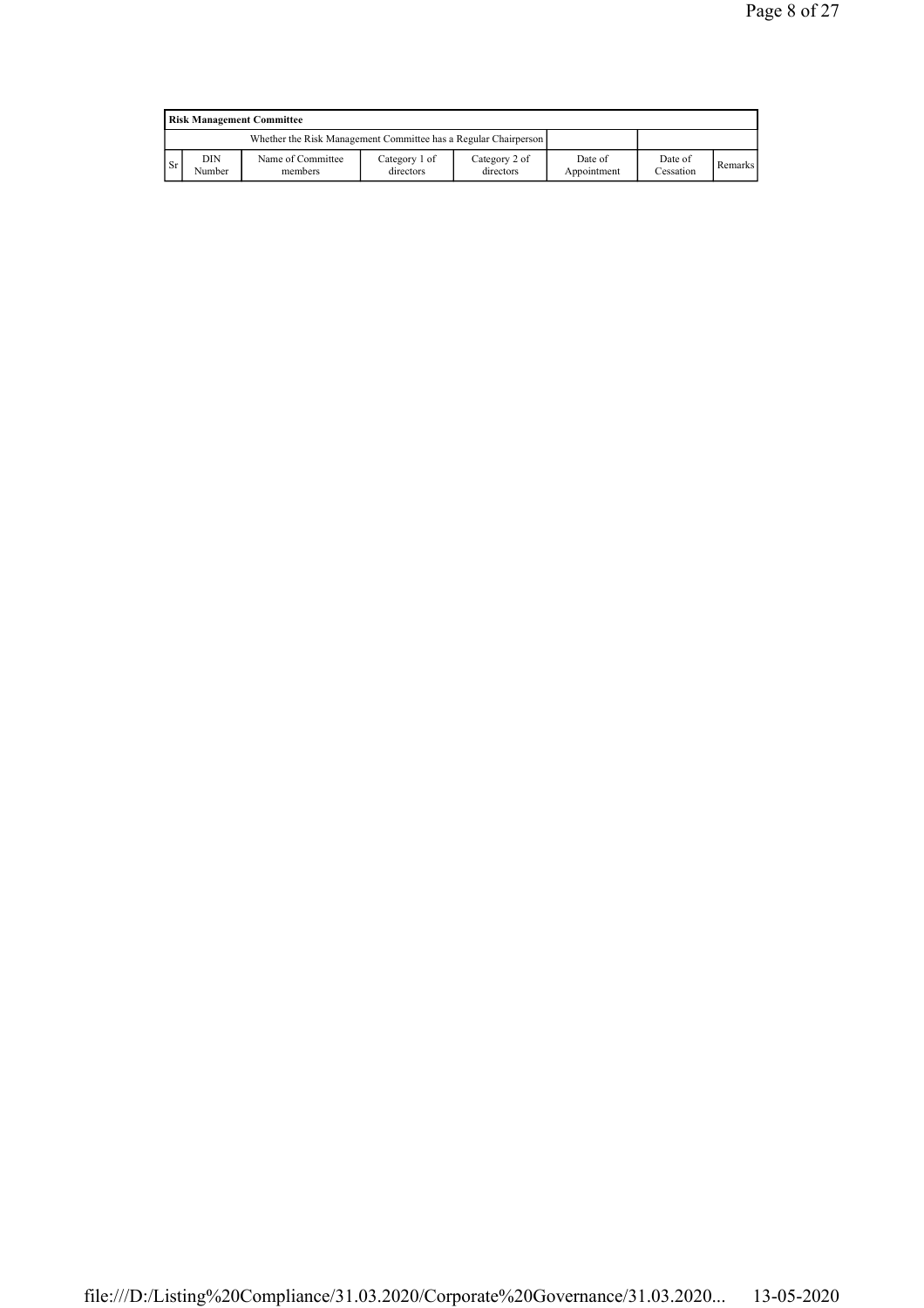| Risk Management Committee | | | | | | | |
|---|---|---|---|---|---|---|---|
| | | Whether the Risk Management Committee has a Regular Chairperson | | | | | |
| Sr | DIN Number | Name of Committee members | Category 1 of directors | Category 2 of directors | Date of Appointment | Date of Cessation | Remarks |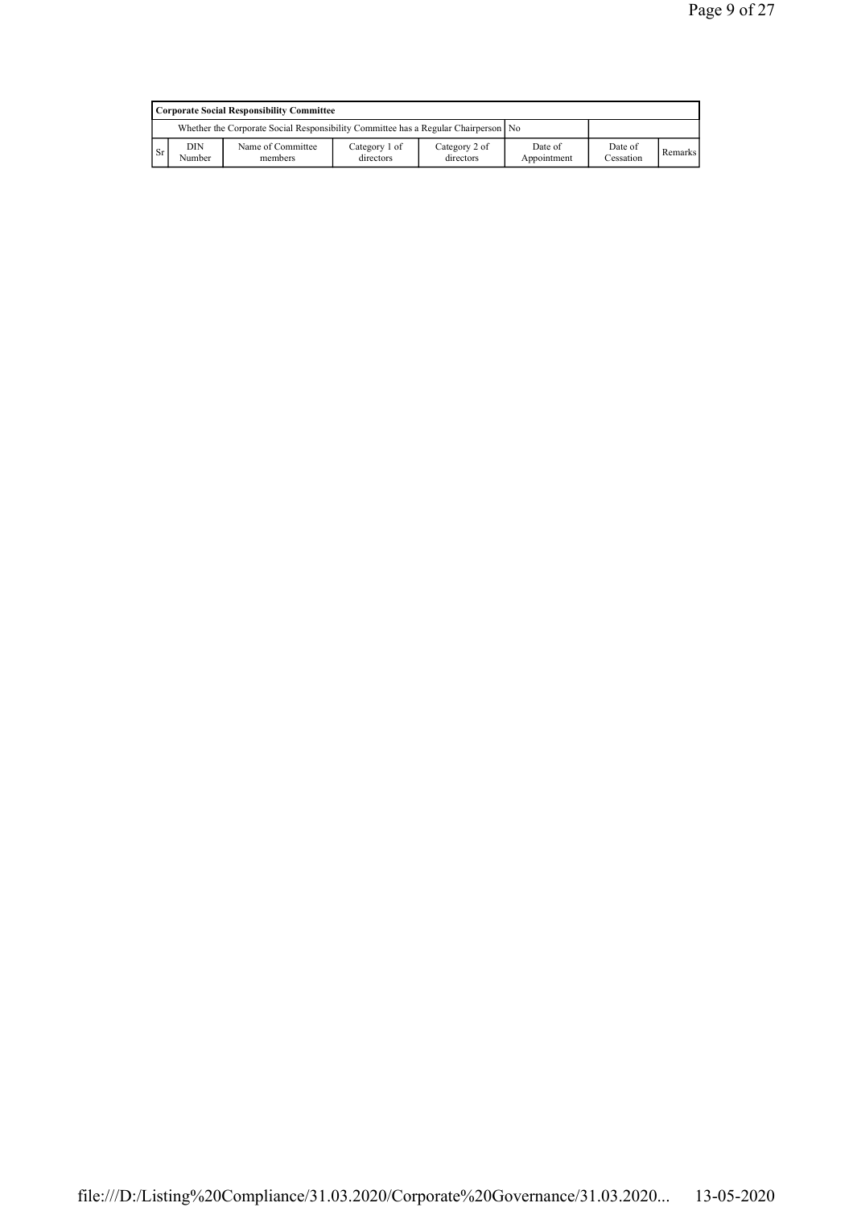| Corporate Social Responsibility Committee | | | | | | | |
|---|---|---|---|---|---|---|---|
| Whether the Corporate Social Responsibility Committee has a Regular Chairperson | | | | | No | | |
| Sr | DIN Number | Name of Committee members | Category 1 of directors | Category 2 of directors | Date of Appointment | Date of Cessation | Remarks |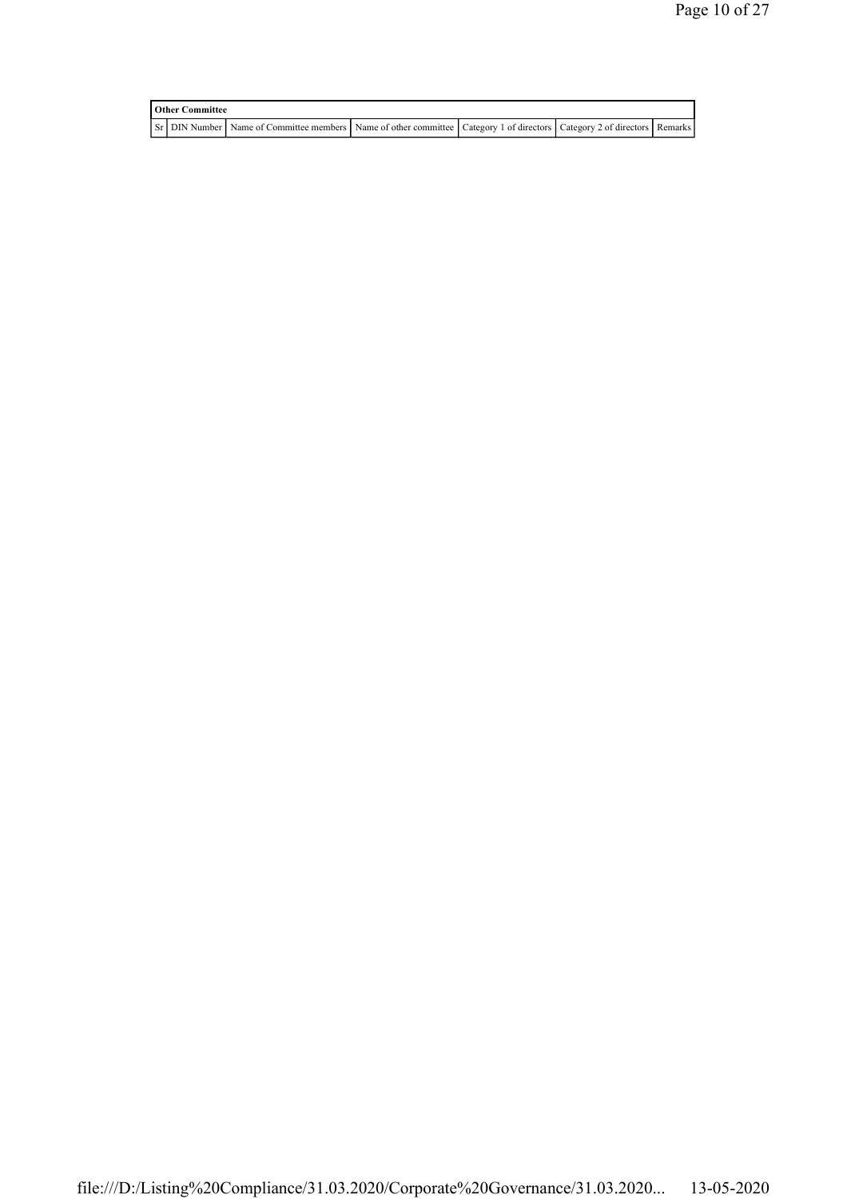| Other Committee | | | | | | |
|---|---|---|---|---|---|---|
| Sr | DIN Number | Name of Committee members | Name of other committee | Category 1 of directors | Category 2 of directors | Remarks |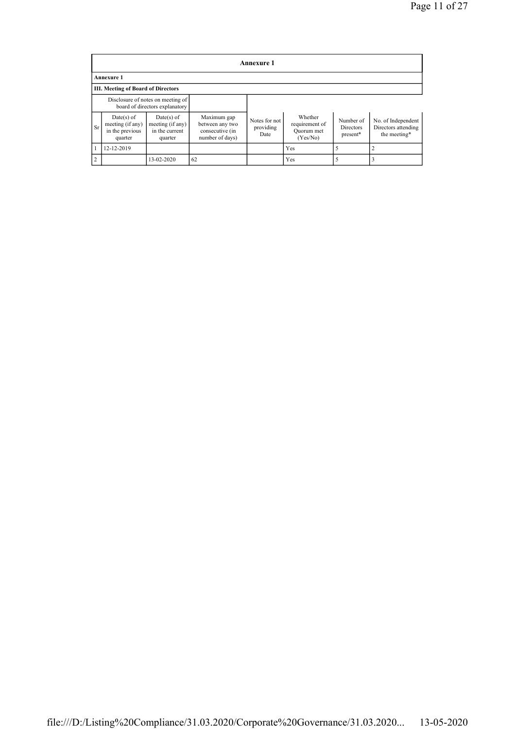## Annexure 1

### Annexure 1

### III. Meeting of Board of Directors

| | Disclosure of notes on meeting of board of directors explanatory | | | | | | | |
|---|---|---|---|---|---|---|---|---|
| Sr | Date(s) of meeting (if any) in the previous quarter | Date(s) of meeting (if any) in the current quarter | Maximum gap between any two consecutive (in number of days) | Notes for not providing Date | Whether requirement of Quorum met (Yes/No) | Number of Directors present* | No. of Independent Directors attending the meeting* |
| 1 | 12-12-2019 | | | | Yes | 5 | 2 |
| 2 | | 13-02-2020 | 62 | | Yes | 5 | 3 |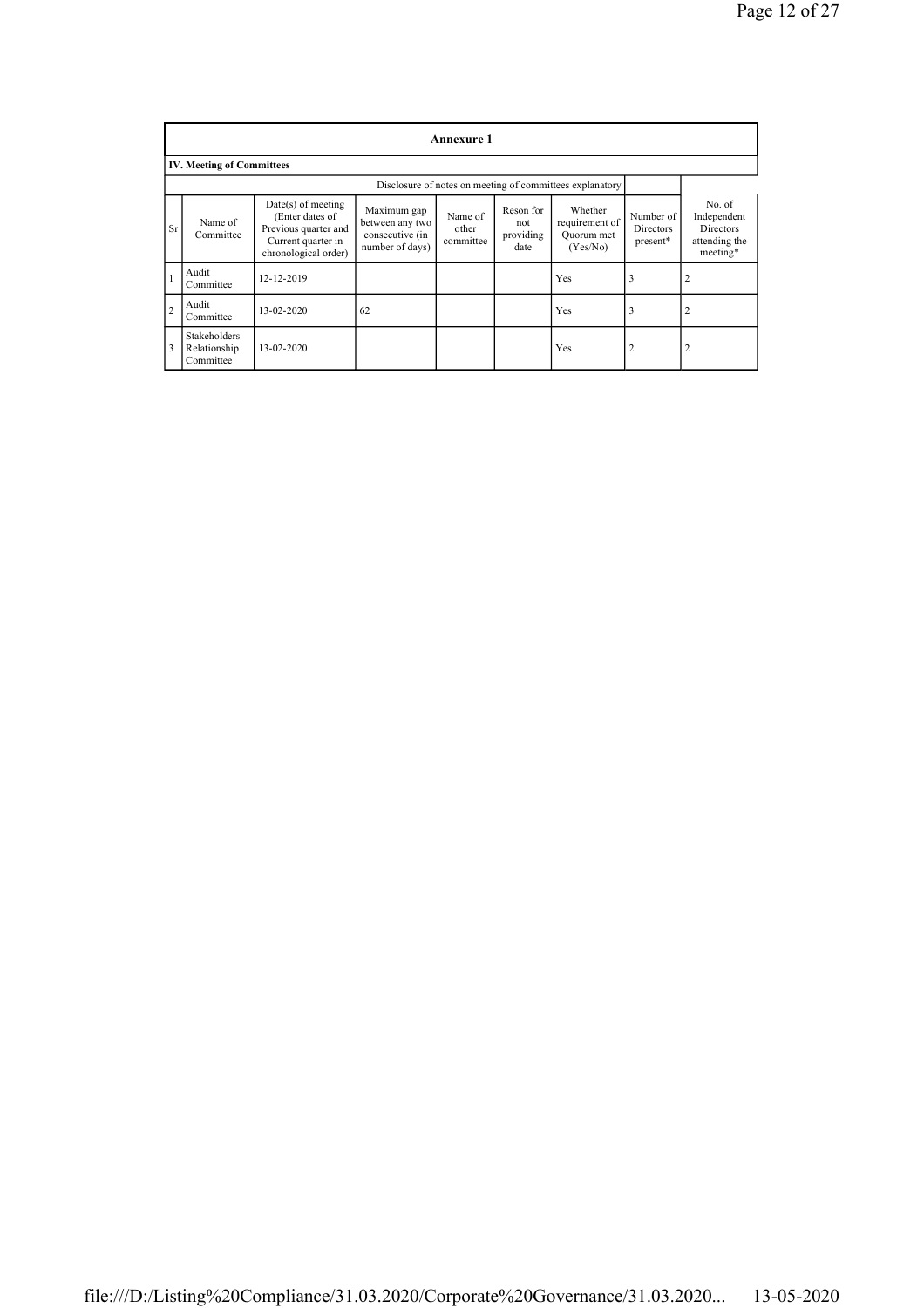| Annexure 1 | | | | | | | | |
|---|---|---|---|---|---|---|---|---|
| **IV. Meeting of Committees** | | | | | | | | |
| Disclosure of notes on meeting of committees explanatory | | | | | | | | |
| Sr | Name of Committee | Date(s) of meeting (Enter dates of Previous quarter and Current quarter in chronological order) | Maximum gap between any two consecutive (in number of days) | Name of other committee | Reson for not providing date | Whether requirement of Quorum met (Yes/No) | Number of Directors present* | No. of Independent Directors attending the meeting* |
| 1 | Audit Committee | 12-12-2019 | | | | Yes | 3 | 2 |
| 2 | Audit Committee | 13-02-2020 | 62 | | | Yes | 3 | 2 |
| 3 | Stakeholders Relationship Committee | 13-02-2020 | | | | Yes | 2 | 2 |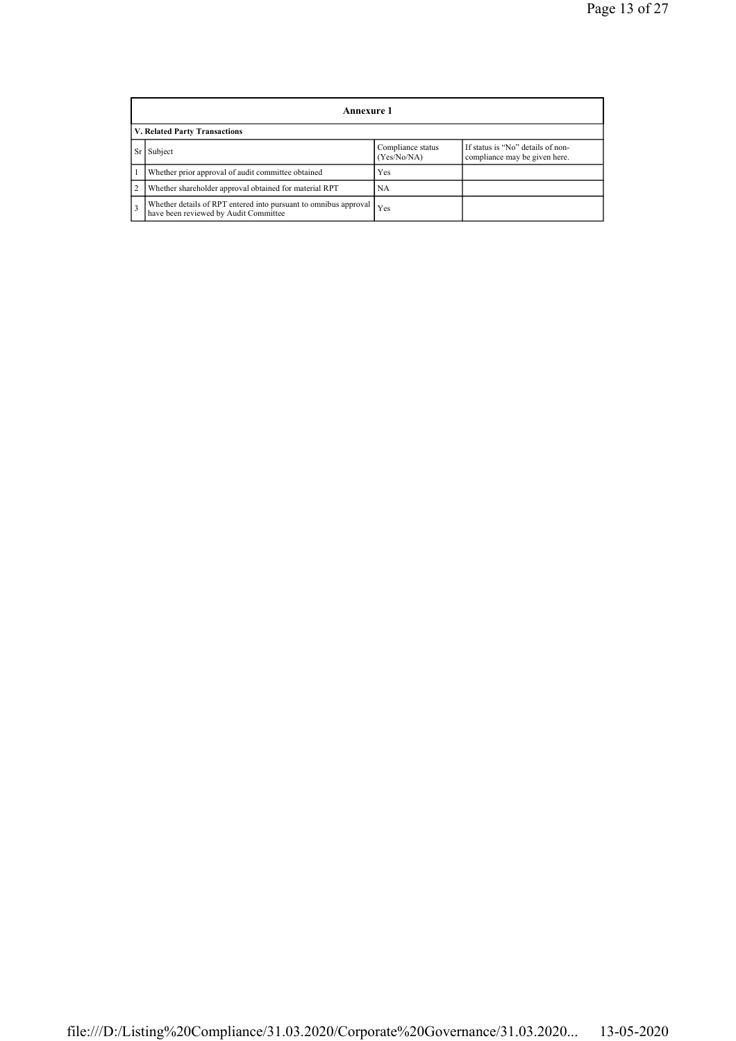| Annexure 1 | | | |
|---|---|---|---|
| **V. Related Party Transactions** | | | |
| Sr | Subject | Compliance status (Yes/No/NA) | If status is "No" details of non-compliance may be given here. |
| 1 | Whether prior approval of audit committee obtained | Yes | |
| 2 | Whether shareholder approval obtained for material RPT | NA | |
| 3 | Whether details of RPT entered into pursuant to omnibus approval have been reviewed by Audit Committee | Yes | |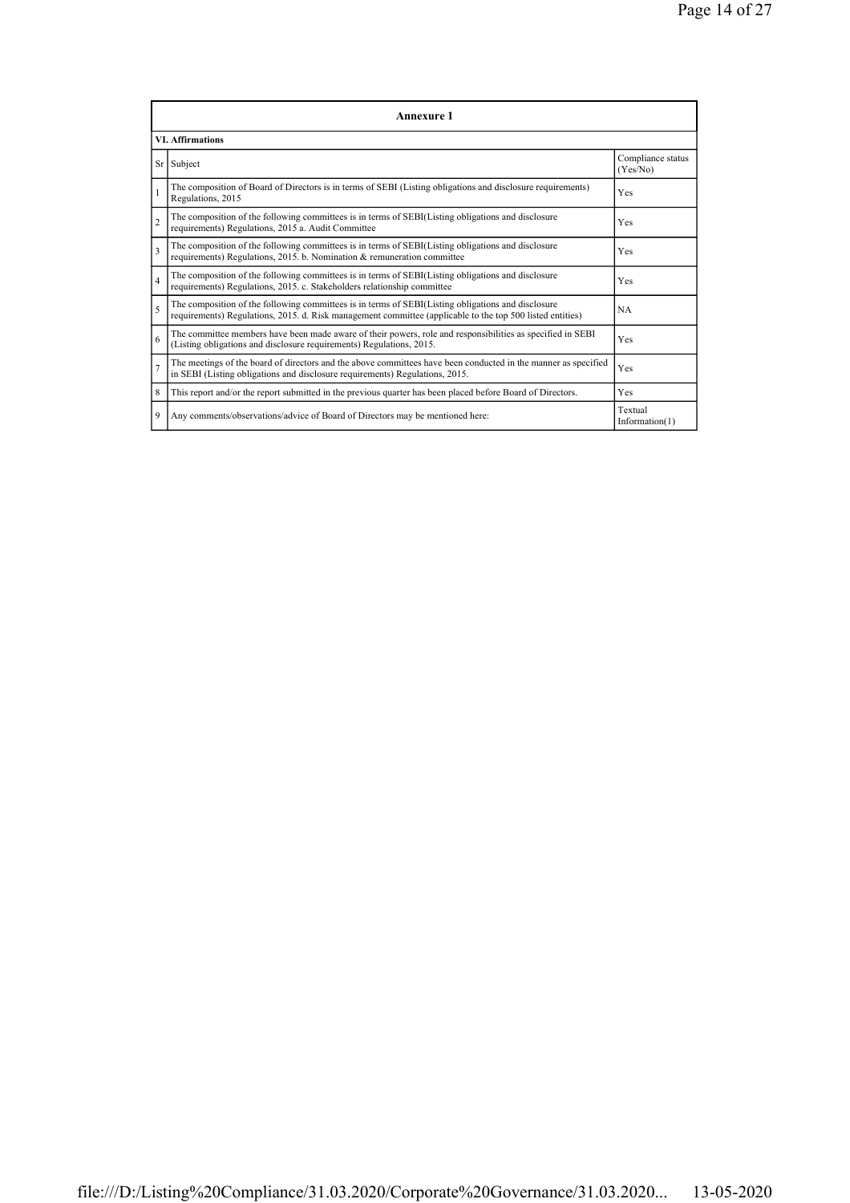| Annexure 1 | | |
|---|---|---|
| **VI. Affirmations** | | |
| Sr | Subject | Compliance status (Yes/No) |
| 1 | The composition of Board of Directors is in terms of SEBI (Listing obligations and disclosure requirements) Regulations, 2015 | Yes |
| 2 | The composition of the following committees is in terms of SEBI(Listing obligations and disclosure requirements) Regulations, 2015 a. Audit Committee | Yes |
| 3 | The composition of the following committees is in terms of SEBI(Listing obligations and disclosure requirements) Regulations, 2015. b. Nomination & remuneration committee | Yes |
| 4 | The composition of the following committees is in terms of SEBI(Listing obligations and disclosure requirements) Regulations, 2015. c. Stakeholders relationship committee | Yes |
| 5 | The composition of the following committees is in terms of SEBI(Listing obligations and disclosure requirements) Regulations, 2015. d. Risk management committee (applicable to the top 500 listed entities) | NA |
| 6 | The committee members have been made aware of their powers, role and responsibilities as specified in SEBI (Listing obligations and disclosure requirements) Regulations, 2015. | Yes |
| 7 | The meetings of the board of directors and the above committees have been conducted in the manner as specified in SEBI (Listing obligations and disclosure requirements) Regulations, 2015. | Yes |
| 8 | This report and/or the report submitted in the previous quarter has been placed before Board of Directors. | Yes |
| 9 | Any comments/observations/advice of Board of Directors may be mentioned here: | Textual Information(1) |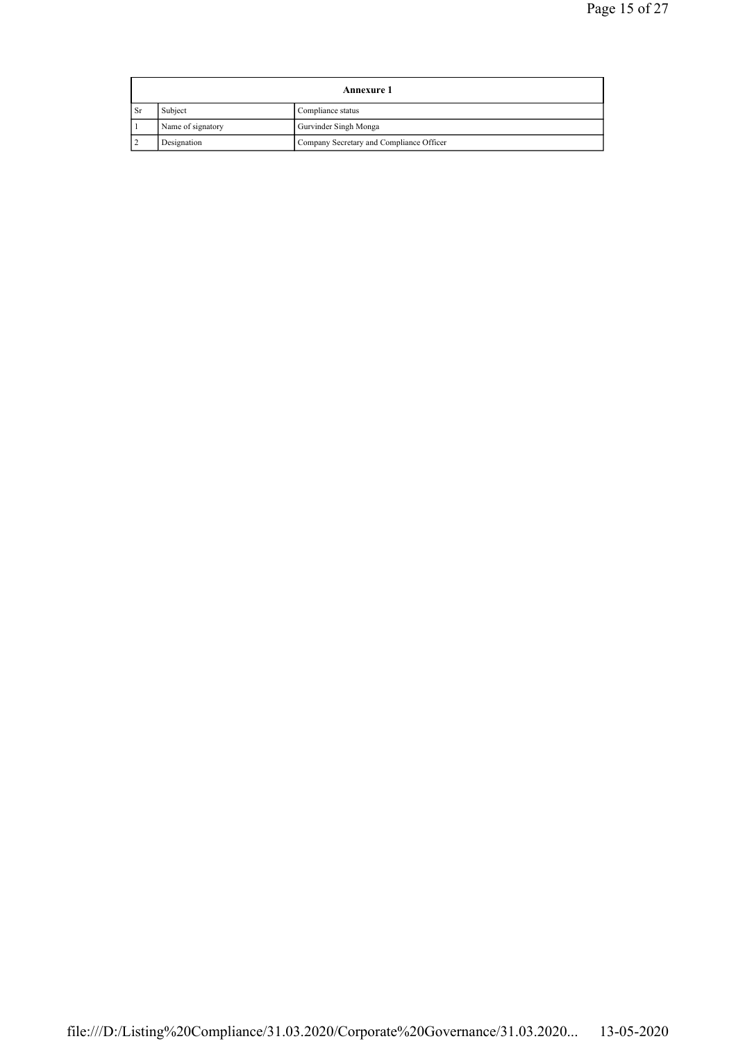| Annexure 1 | | |
|---|---|---|
| Sr | Subject | Compliance status |
| 1 | Name of signatory | Gurvinder Singh Monga |
| 2 | Designation | Company Secretary and Compliance Officer |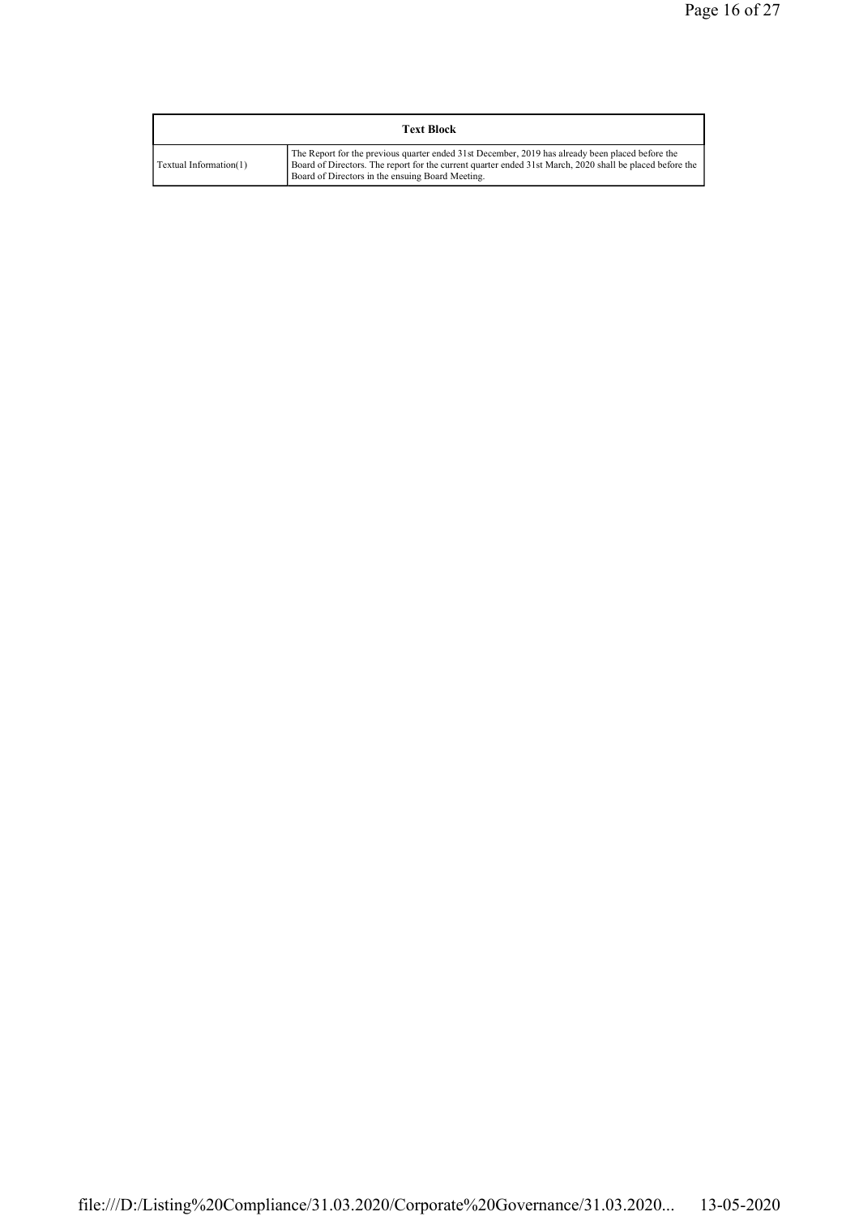| Text Block | |
|---|---|
| Textual Information(1) | The Report for the previous quarter ended 31st December, 2019 has already been placed before the Board of Directors. The report for the current quarter ended 31st March, 2020 shall be placed before the Board of Directors in the ensuing Board Meeting. |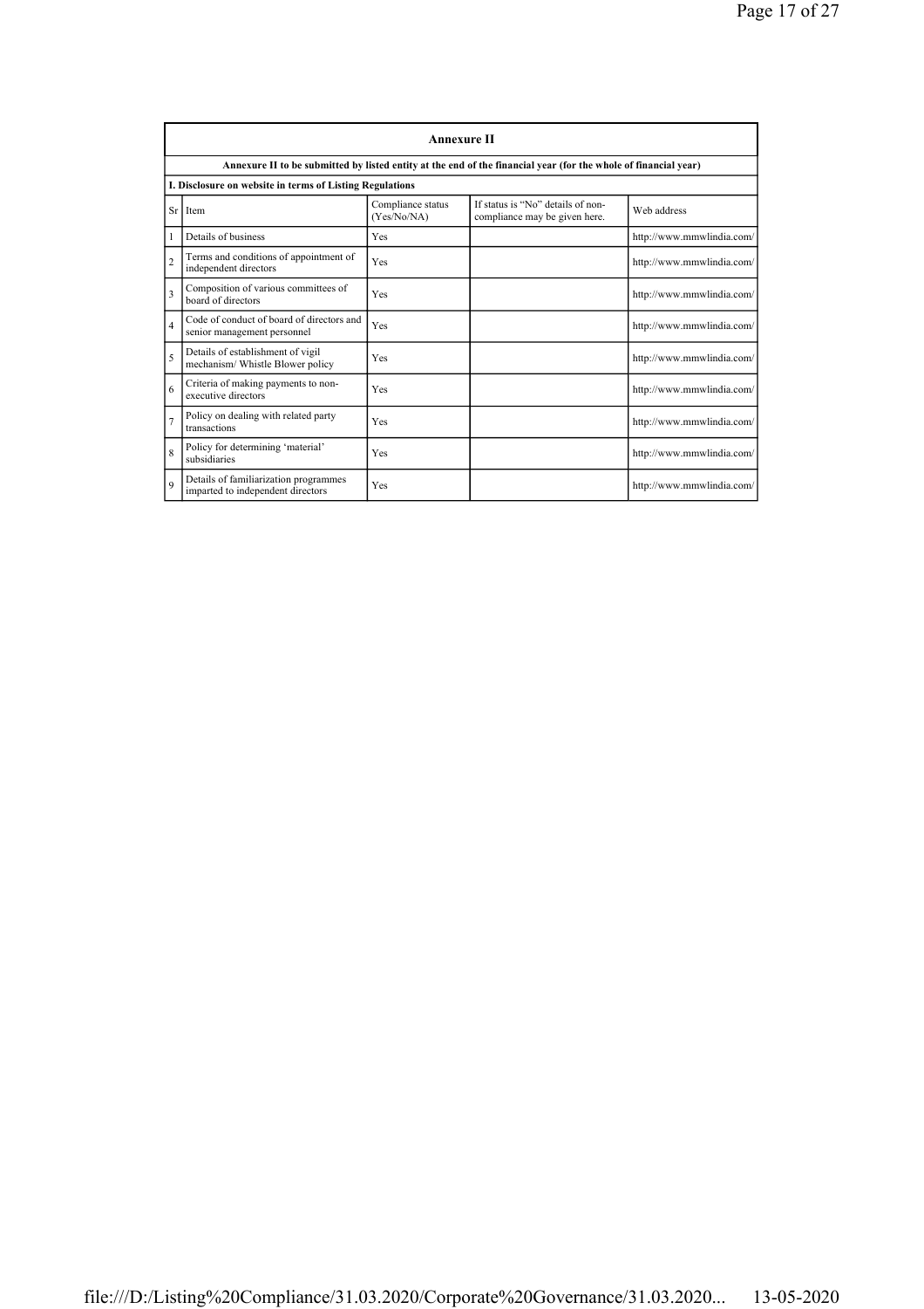## Annexure II

**Annexure II to be submitted by listed entity at the end of the financial year (for the whole of financial year)**

**I. Disclosure on website in terms of Listing Regulations**

| Sr | Item | Compliance status (Yes/No/NA) | If status is "No" details of non-compliance may be given here. | Web address |
|---|---|---|---|---|
| 1 | Details of business | Yes | | http://www.mmwlindia.com/ |
| 2 | Terms and conditions of appointment of independent directors | Yes | | http://www.mmwlindia.com/ |
| 3 | Composition of various committees of board of directors | Yes | | http://www.mmwlindia.com/ |
| 4 | Code of conduct of board of directors and senior management personnel | Yes | | http://www.mmwlindia.com/ |
| 5 | Details of establishment of vigil mechanism/ Whistle Blower policy | Yes | | http://www.mmwlindia.com/ |
| 6 | Criteria of making payments to non-executive directors | Yes | | http://www.mmwlindia.com/ |
| 7 | Policy on dealing with related party transactions | Yes | | http://www.mmwlindia.com/ |
| 8 | Policy for determining 'material' subsidiaries | Yes | | http://www.mmwlindia.com/ |
| 9 | Details of familiarization programmes imparted to independent directors | Yes | | http://www.mmwlindia.com/ |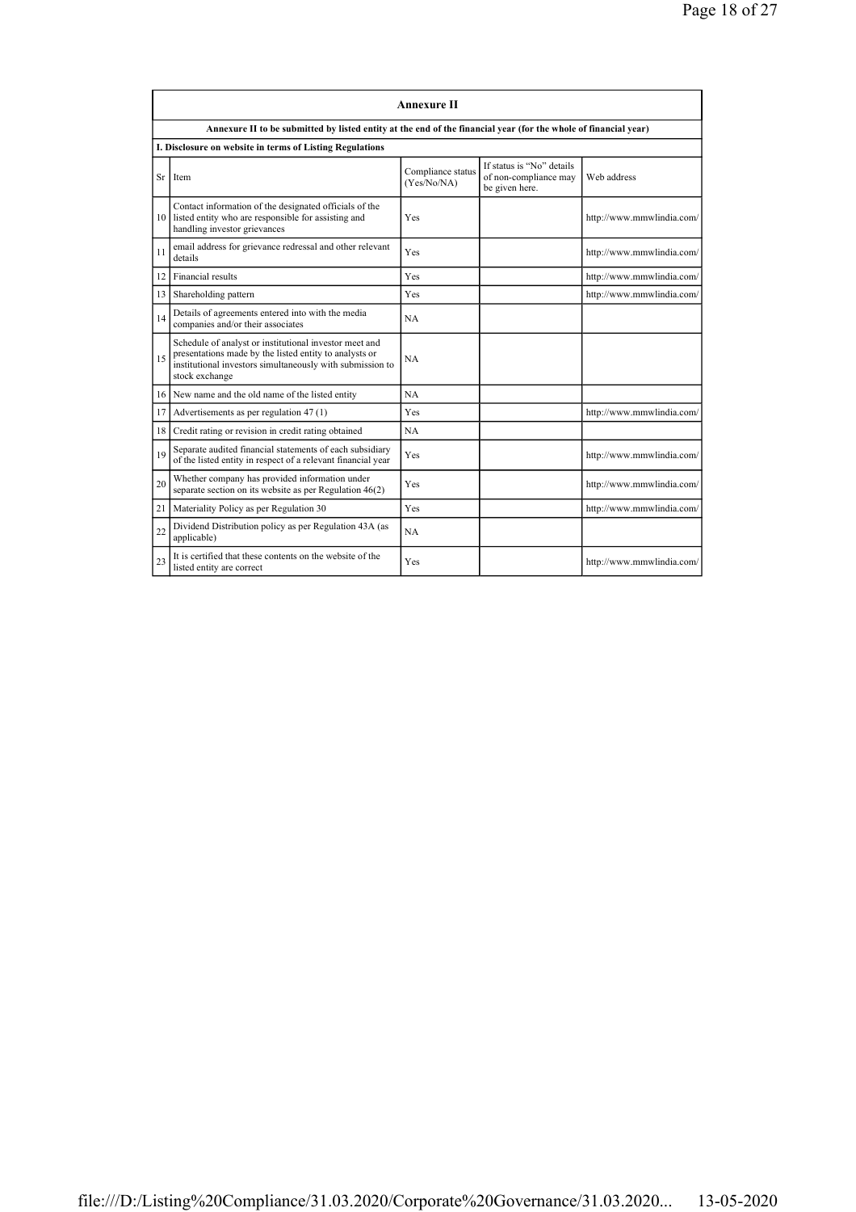| Annexure II | | | | |
|---|---|---|---|---|
| **Annexure II to be submitted by listed entity at the end of the financial year (for the whole of financial year)** | | | | |
| **I. Disclosure on website in terms of Listing Regulations** | | | | |
| Sr | Item | Compliance status (Yes/No/NA) | If status is "No" details of non-compliance may be given here. | Web address |
| 10 | Contact information of the designated officials of the listed entity who are responsible for assisting and handling investor grievances | Yes | | http://www.mmwlindia.com/ |
| 11 | email address for grievance redressal and other relevant details | Yes | | http://www.mmwlindia.com/ |
| 12 | Financial results | Yes | | http://www.mmwlindia.com/ |
| 13 | Shareholding pattern | Yes | | http://www.mmwlindia.com/ |
| 14 | Details of agreements entered into with the media companies and/or their associates | NA | | |
| 15 | Schedule of analyst or institutional investor meet and presentations made by the listed entity to analysts or institutional investors simultaneously with submission to stock exchange | NA | | |
| 16 | New name and the old name of the listed entity | NA | | |
| 17 | Advertisements as per regulation 47 (1) | Yes | | http://www.mmwlindia.com/ |
| 18 | Credit rating or revision in credit rating obtained | NA | | |
| 19 | Separate audited financial statements of each subsidiary of the listed entity in respect of a relevant financial year | Yes | | http://www.mmwlindia.com/ |
| 20 | Whether company has provided information under separate section on its website as per Regulation 46(2) | Yes | | http://www.mmwlindia.com/ |
| 21 | Materiality Policy as per Regulation 30 | Yes | | http://www.mmwlindia.com/ |
| 22 | Dividend Distribution policy as per Regulation 43A (as applicable) | NA | | |
| 23 | It is certified that these contents on the website of the listed entity are correct | Yes | | http://www.mmwlindia.com/ |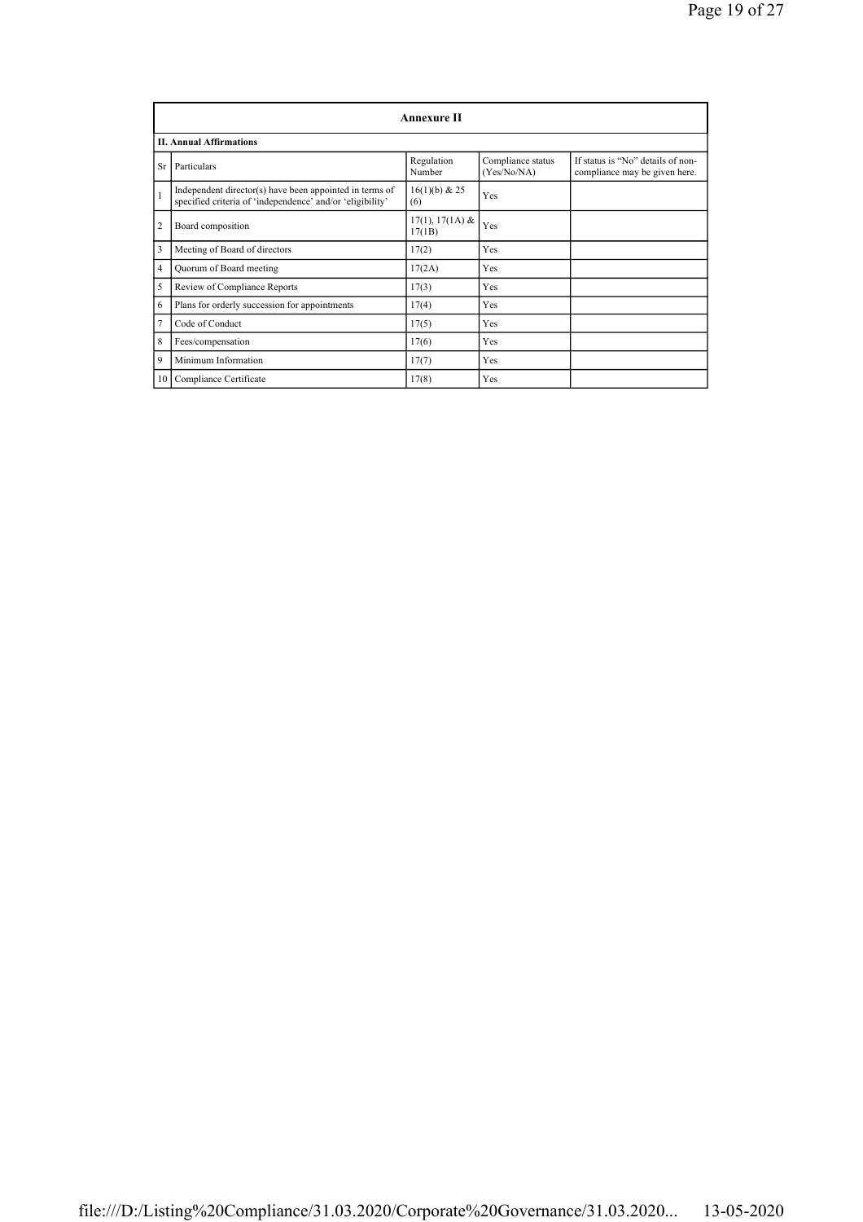| Annexure II | | | | |
|---|---|---|---|---|
| **II. Annual Affirmations** | | | | |
| Sr | Particulars | Regulation Number | Compliance status (Yes/No/NA) | If status is "No" details of non-compliance may be given here. |
| 1 | Independent director(s) have been appointed in terms of specified criteria of 'independence' and/or 'eligibility' | 16(1)(b) & 25 (6) | Yes | |
| 2 | Board composition | 17(1), 17(1A) & 17(1B) | Yes | |
| 3 | Meeting of Board of directors | 17(2) | Yes | |
| 4 | Quorum of Board meeting | 17(2A) | Yes | |
| 5 | Review of Compliance Reports | 17(3) | Yes | |
| 6 | Plans for orderly succession for appointments | 17(4) | Yes | |
| 7 | Code of Conduct | 17(5) | Yes | |
| 8 | Fees/compensation | 17(6) | Yes | |
| 9 | Minimum Information | 17(7) | Yes | |
| 10 | Compliance Certificate | 17(8) | Yes | |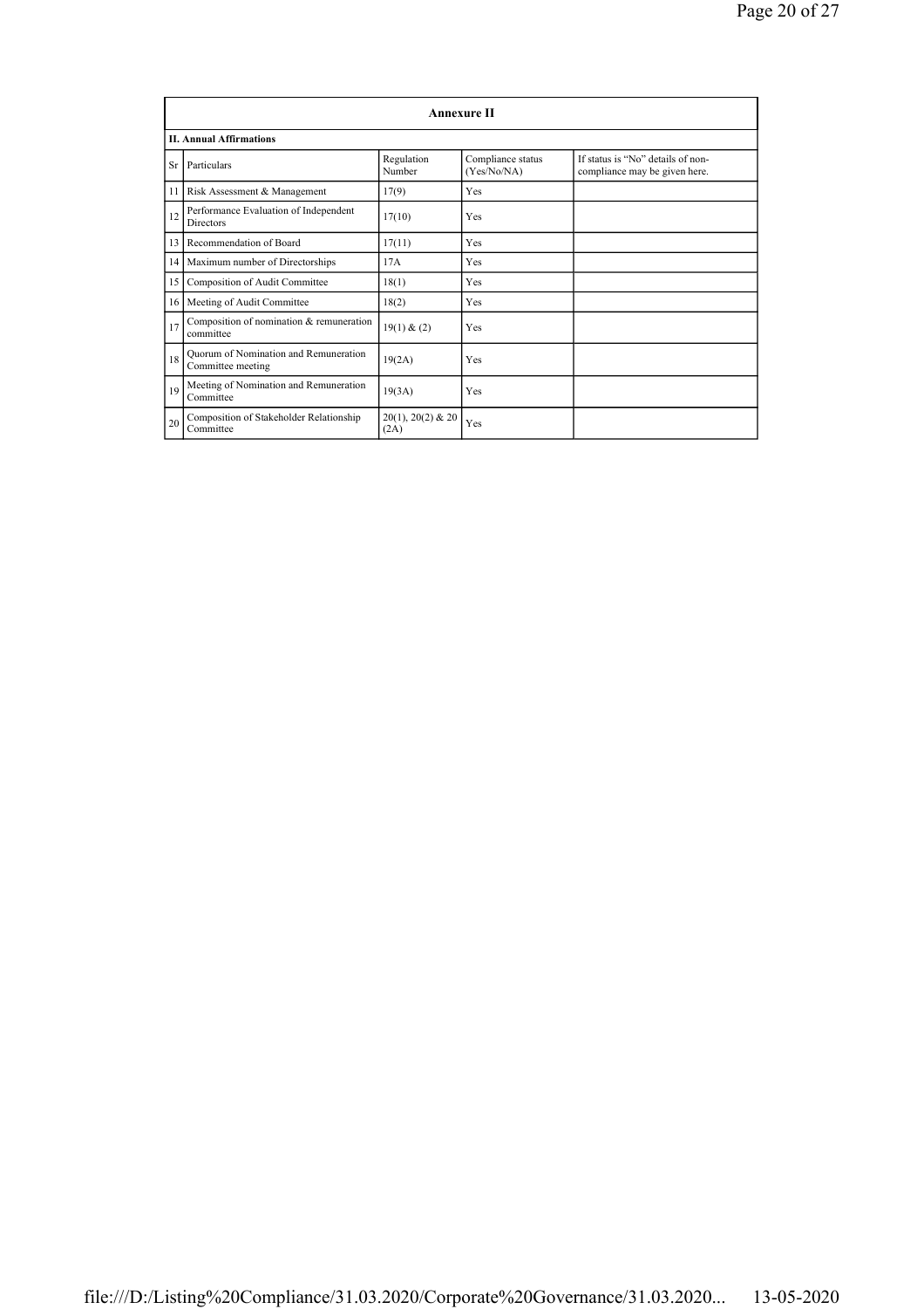| Annexure II | | | | |
|---|---|---|---|---|
| **II. Annual Affirmations** | | | | |
| Sr | Particulars | Regulation Number | Compliance status (Yes/No/NA) | If status is "No" details of non-compliance may be given here. |
| 11 | Risk Assessment & Management | 17(9) | Yes | |
| 12 | Performance Evaluation of Independent Directors | 17(10) | Yes | |
| 13 | Recommendation of Board | 17(11) | Yes | |
| 14 | Maximum number of Directorships | 17A | Yes | |
| 15 | Composition of Audit Committee | 18(1) | Yes | |
| 16 | Meeting of Audit Committee | 18(2) | Yes | |
| 17 | Composition of nomination & remuneration committee | 19(1) & (2) | Yes | |
| 18 | Quorum of Nomination and Remuneration Committee meeting | 19(2A) | Yes | |
| 19 | Meeting of Nomination and Remuneration Committee | 19(3A) | Yes | |
| 20 | Composition of Stakeholder Relationship Committee | 20(1), 20(2) & 20 (2A) | Yes | |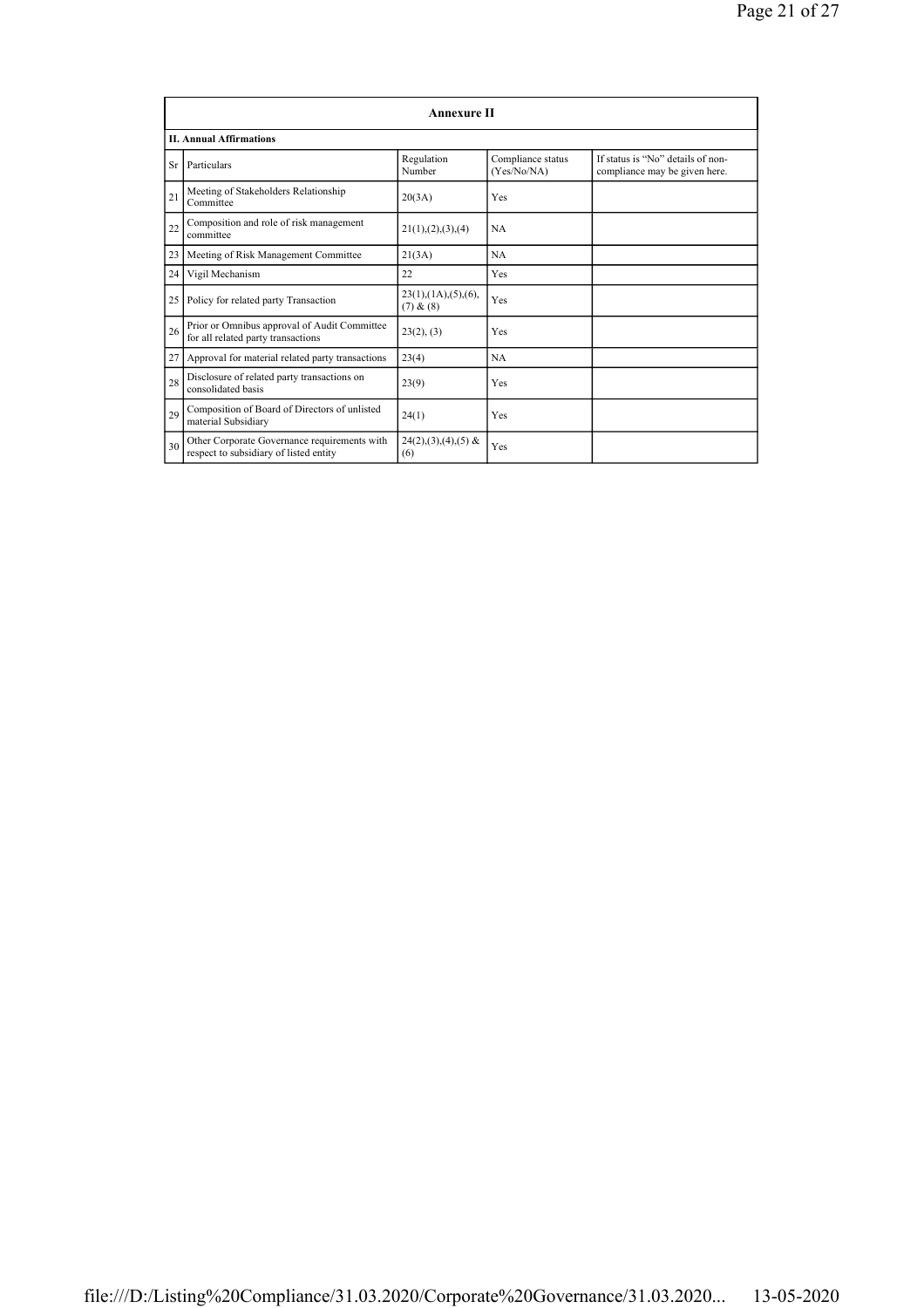| Annexure II | | | | |
|---|---|---|---|---|
| **II. Annual Affirmations** | | | | |
| Sr | Particulars | Regulation Number | Compliance status (Yes/No/NA) | If status is "No" details of non-compliance may be given here. |
| 21 | Meeting of Stakeholders Relationship Committee | 20(3A) | Yes | |
| 22 | Composition and role of risk management committee | 21(1),(2),(3),(4) | NA | |
| 23 | Meeting of Risk Management Committee | 21(3A) | NA | |
| 24 | Vigil Mechanism | 22 | Yes | |
| 25 | Policy for related party Transaction | 23(1),(1A),(5),(6),(7) & (8) | Yes | |
| 26 | Prior or Omnibus approval of Audit Committee for all related party transactions | 23(2), (3) | Yes | |
| 27 | Approval for material related party transactions | 23(4) | NA | |
| 28 | Disclosure of related party transactions on consolidated basis | 23(9) | Yes | |
| 29 | Composition of Board of Directors of unlisted material Subsidiary | 24(1) | Yes | |
| 30 | Other Corporate Governance requirements with respect to subsidiary of listed entity | 24(2),(3),(4),(5) & (6) | Yes | |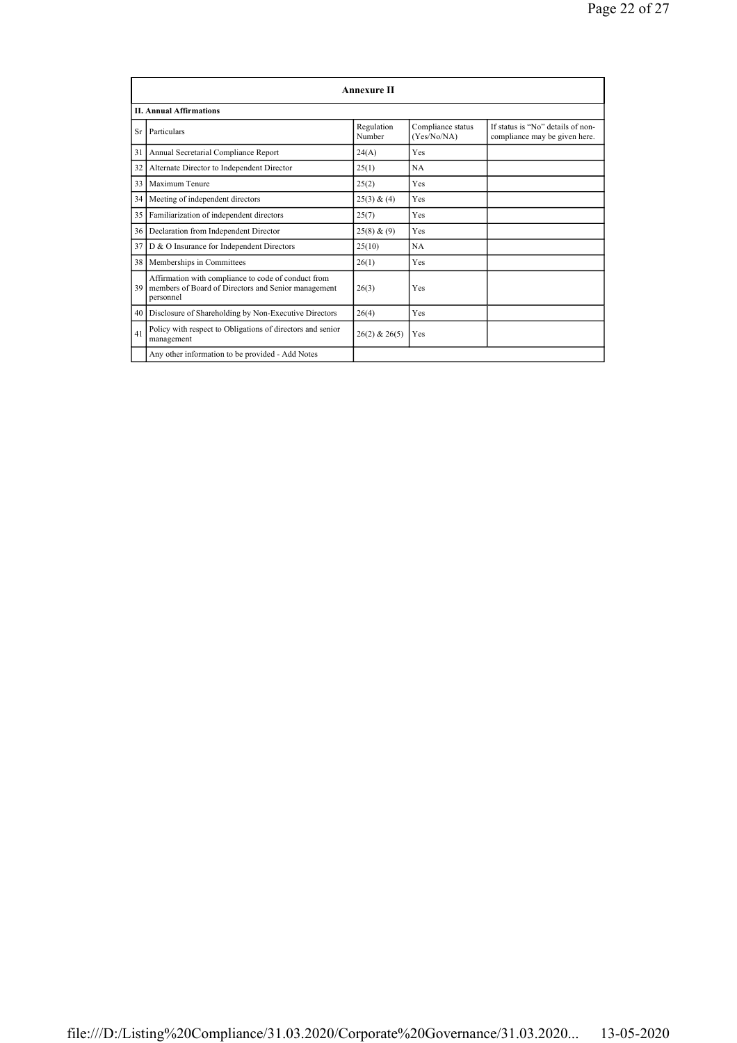## Annexure II

### II. Annual Affirmations

| Sr | Particulars | Regulation Number | Compliance status (Yes/No/NA) | If status is "No" details of non-compliance may be given here. |
|---|---|---|---|---|
| 31 | Annual Secretarial Compliance Report | 24(A) | Yes | |
| 32 | Alternate Director to Independent Director | 25(1) | NA | |
| 33 | Maximum Tenure | 25(2) | Yes | |
| 34 | Meeting of independent directors | 25(3) & (4) | Yes | |
| 35 | Familiarization of independent directors | 25(7) | Yes | |
| 36 | Declaration from Independent Director | 25(8) & (9) | Yes | |
| 37 | D & O Insurance for Independent Directors | 25(10) | NA | |
| 38 | Memberships in Committees | 26(1) | Yes | |
| 39 | Affirmation with compliance to code of conduct from members of Board of Directors and Senior management personnel | 26(3) | Yes | |
| 40 | Disclosure of Shareholding by Non-Executive Directors | 26(4) | Yes | |
| 41 | Policy with respect to Obligations of directors and senior management | 26(2) & 26(5) | Yes | |
| | Any other information to be provided - Add Notes | | | |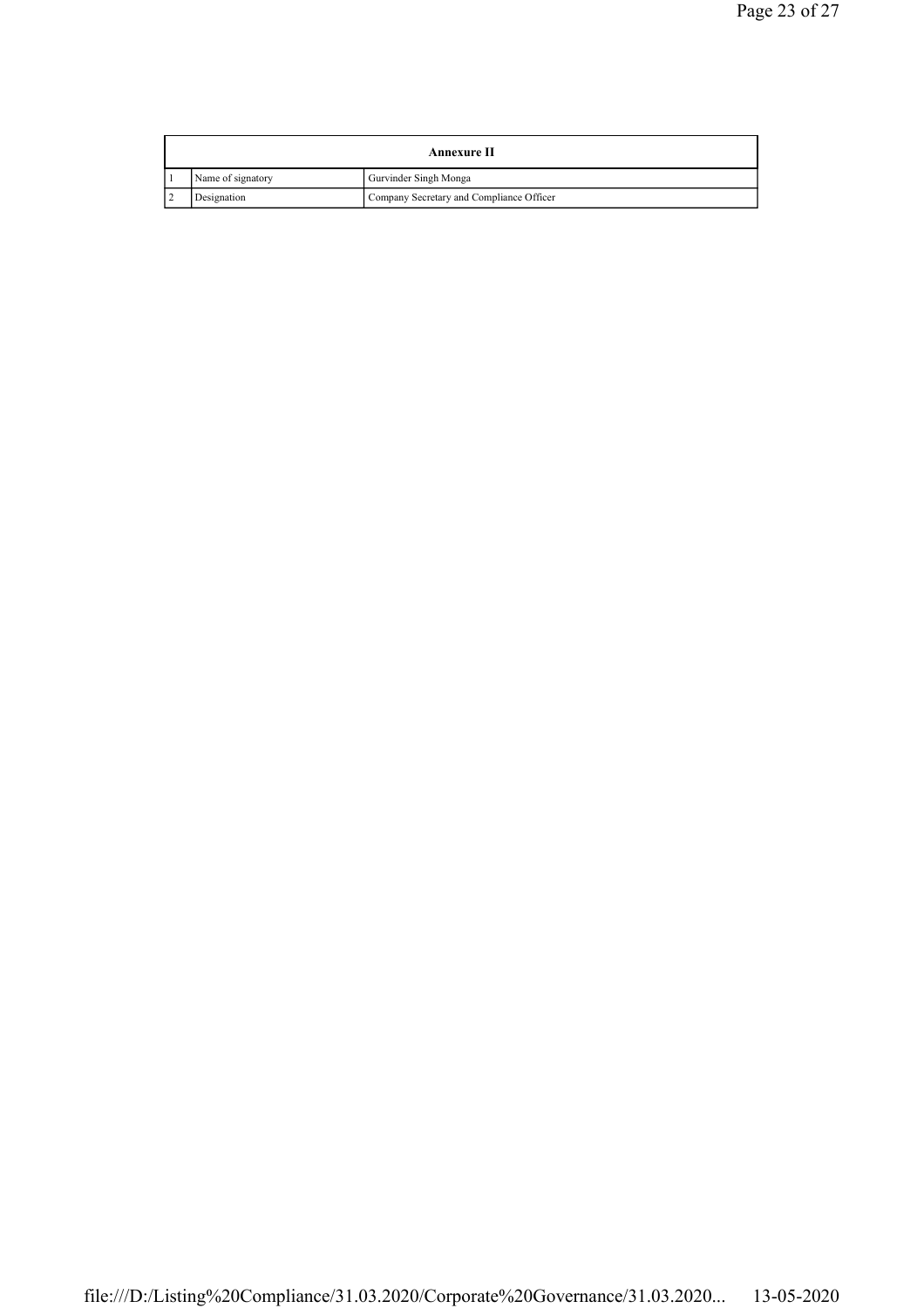| Annexure II | | |
|---|---|---|
| 1 | Name of signatory | Gurvinder Singh Monga |
| 2 | Designation | Company Secretary and Compliance Officer |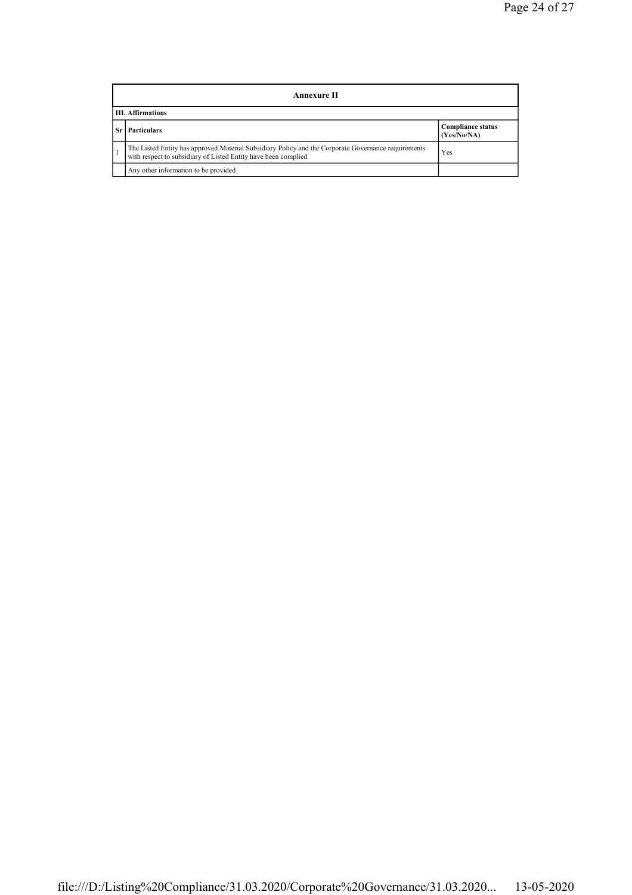| Annexure II | | |
|---|---|---|
| **III. Affirmations** | | |
| **Sr** | **Particulars** | **Compliance status (Yes/No/NA)** |
| 1 | The Listed Entity has approved Material Subsidiary Policy and the Corporate Governance requirements with respect to subsidiary of Listed Entity have been complied | Yes |
| | Any other information to be provided | |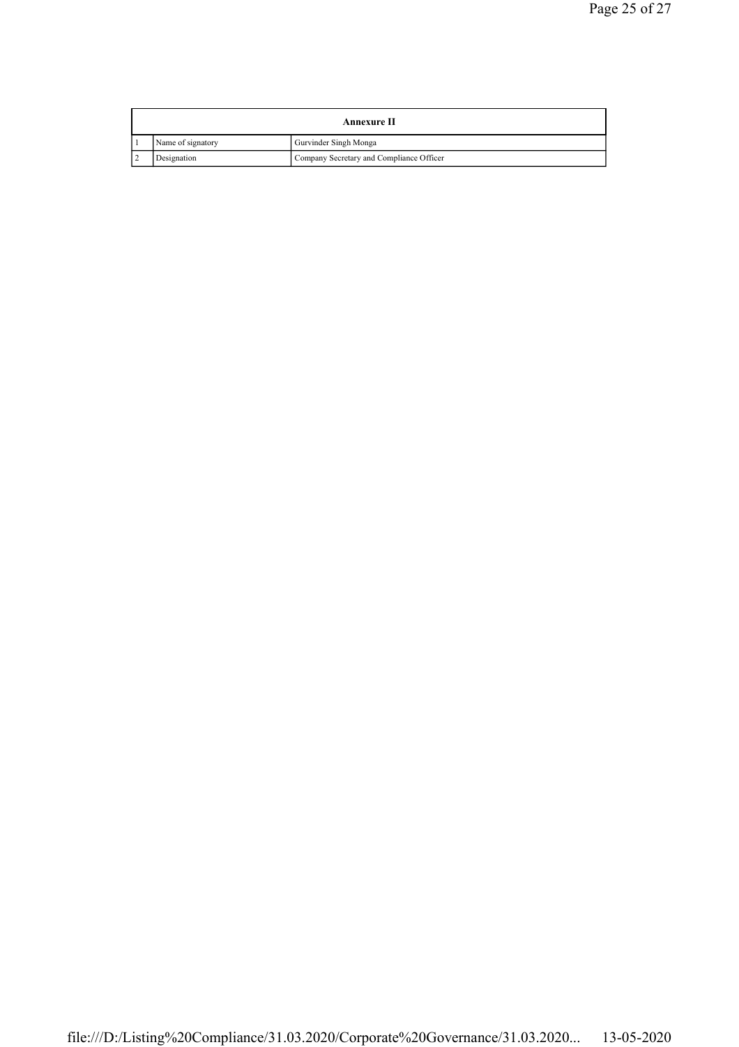| Annexure II | | |
|---|---|---|
| 1 | Name of signatory | Gurvinder Singh Monga |
| 2 | Designation | Company Secretary and Compliance Officer |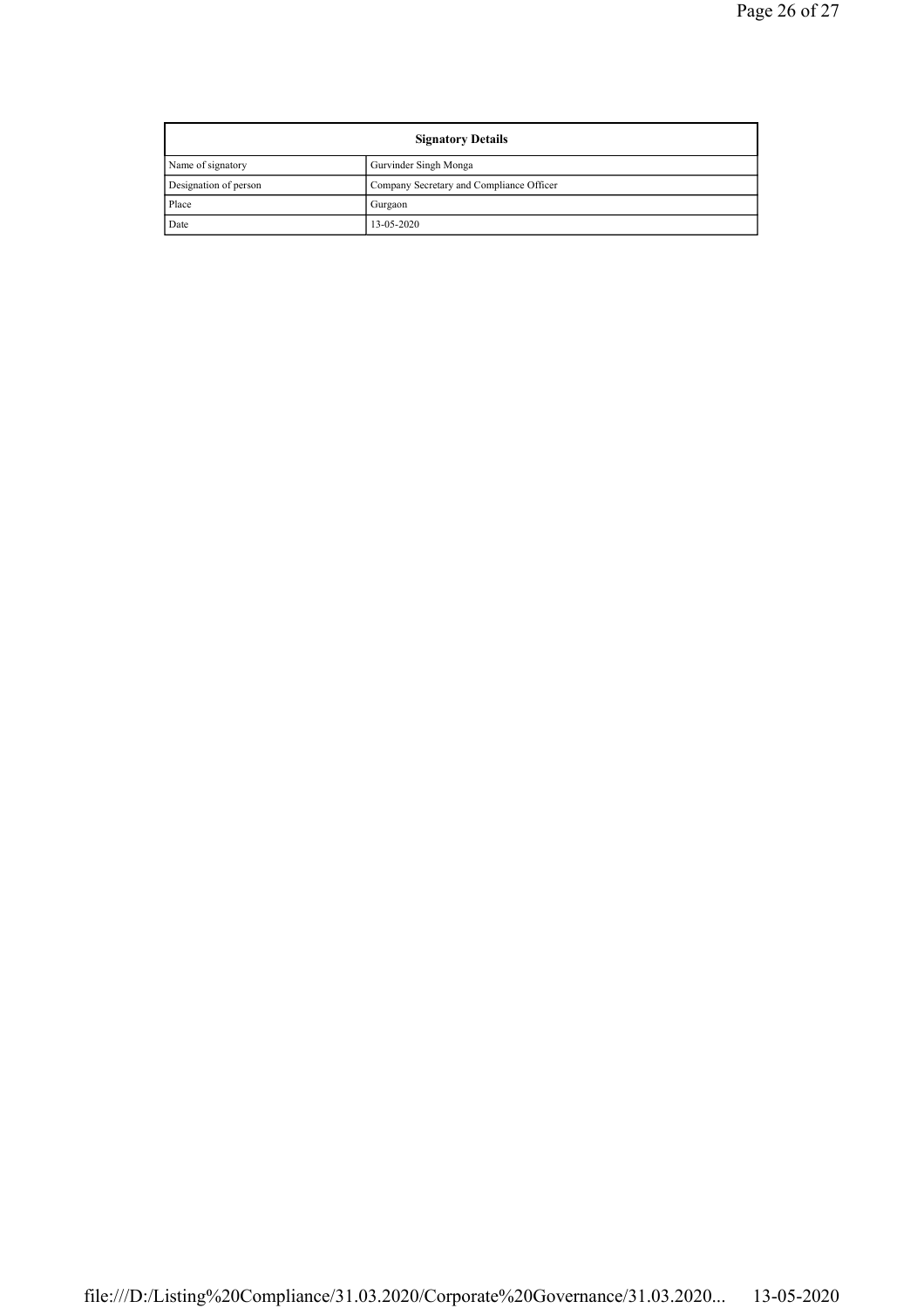| Signatory Details | |
|---|---|
| Name of signatory | Gurvinder Singh Monga |
| Designation of person | Company Secretary and Compliance Officer |
| Place | Gurgaon |
| Date | 13-05-2020 |